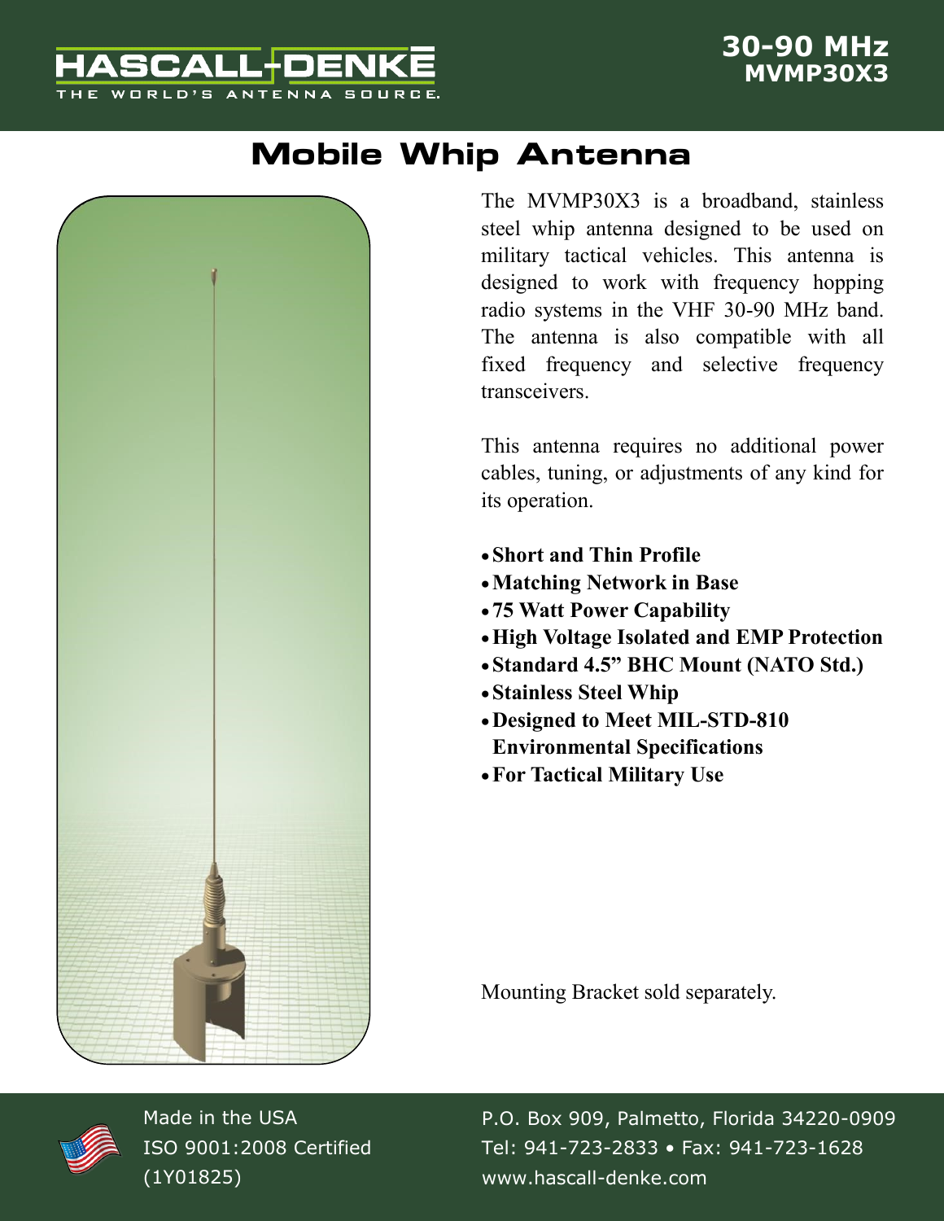HASCALL-DENKE
THE WORLD'S ANTENNA SOURCE.

**30-90 MHz**
**MVMP30X3**

# Mobile Whip Antenna

The MVMP30X3 is a broadband, stainless steel whip antenna designed to be used on military tactical vehicles. This antenna is designed to work with frequency hopping radio systems in the VHF 30-90 MHz band. The antenna is also compatible with all fixed frequency and selective frequency transceivers.

This antenna requires no additional power cables, tuning, or adjustments of any kind for its operation.

- **Short and Thin Profile**
- **Matching Network in Base**
- **75 Watt Power Capability**
- **High Voltage Isolated and EMP Protection**
- **Standard 4.5" BHC Mount (NATO Std.)**
- **Stainless Steel Whip**
- **Designed to Meet MIL-STD-810 Environmental Specifications**
- **For Tactical Military Use**

Mounting Bracket sold separately.

Made in the USA
ISO 9001:2008 Certified
(1Y01825)

P.O. Box 909, Palmetto, Florida 34220-0909
Tel: 941-723-2833 • Fax: 941-723-1628
www.hascall-denke.com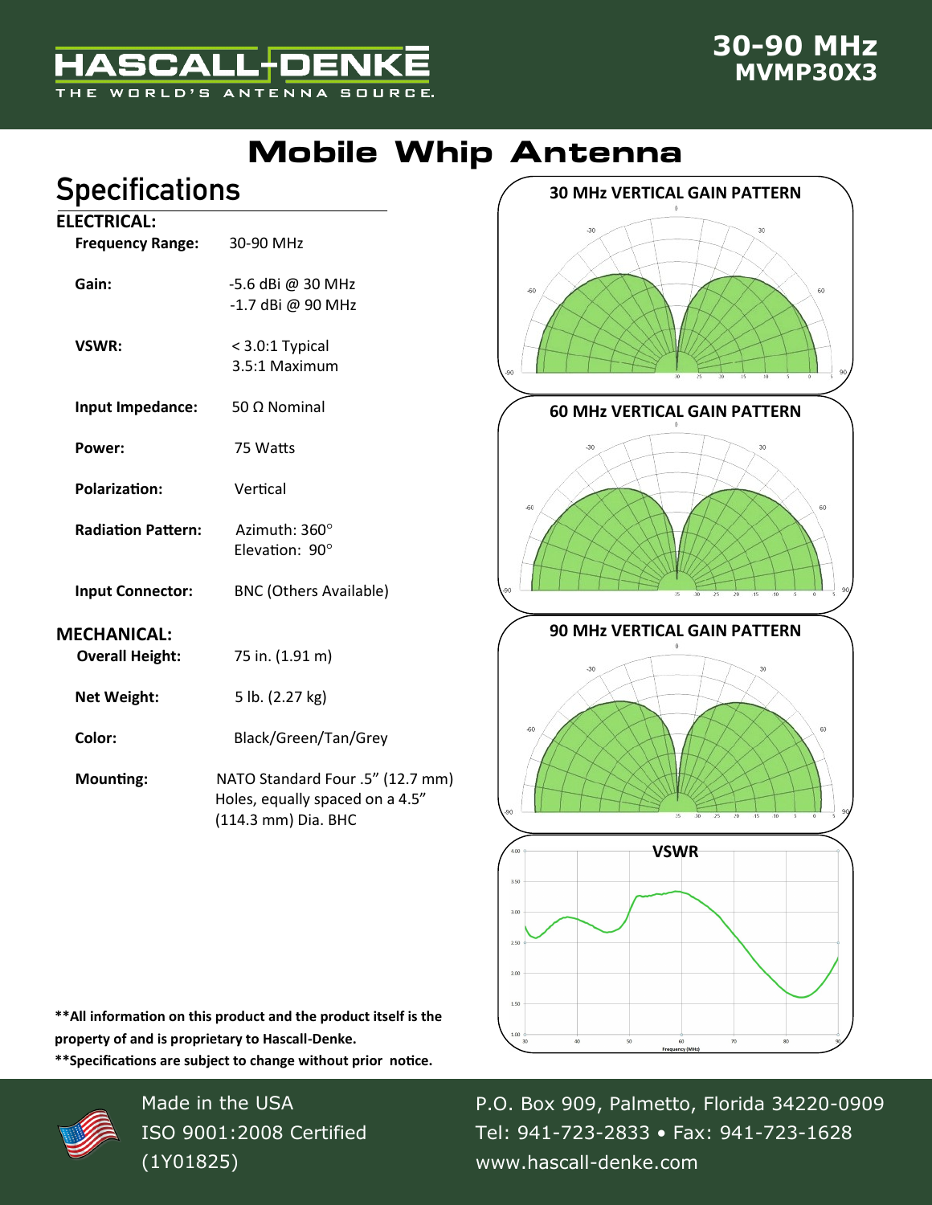# HASCALL-DENKE

THE WORLD'S ANTENNA SOURCE.

**30-90 MHz**
**MVMP30X3**

# Mobile Whip Antenna

## Specifications

**ELECTRICAL:**

| | |
|---|---|
| **Frequency Range:** | 30-90 MHz |
| **Gain:** | -5.6 dBi @ 30 MHz<br>-1.7 dBi @ 90 MHz |
| **VSWR:** | < 3.0:1 Typical<br>3.5:1 Maximum |
| **Input Impedance:** | 50 Ω Nominal |
| **Power:** | 75 Watts |
| **Polarization:** | Vertical |
| **Radiation Pattern:** | Azimuth: 360°<br>Elevation: 90° |
| **Input Connector:** | BNC (Others Available) |

**MECHANICAL:**

| | |
|---|---|
| **Overall Height:** | 75 in. (1.91 m) |
| **Net Weight:** | 5 lb. (2.27 kg) |
| **Color:** | Black/Green/Tan/Grey |
| **Mounting:** | NATO Standard Four .5" (12.7 mm) Holes, equally spaced on a 4.5" (114.3 mm) Dia. BHC |

**30 MHz VERTICAL GAIN PATTERN**

**60 MHz VERTICAL GAIN PATTERN**

**90 MHz VERTICAL GAIN PATTERN**

**VSWR**

Frequency (MHz)

****All information on this product and the product itself is the property of and is proprietary to Hascall-Denke.**
****Specifications are subject to change without prior notice.**

Made in the USA
ISO 9001:2008 Certified
(1Y01825)

P.O. Box 909, Palmetto, Florida 34220-0909
Tel: 941-723-2833 • Fax: 941-723-1628
www.hascall-denke.com